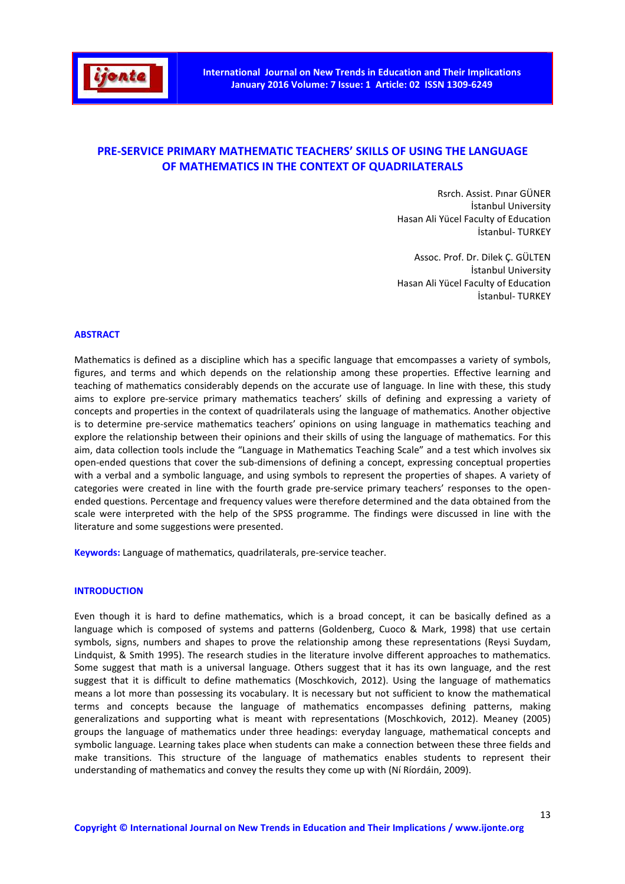# PRE-SERVICE PRIMARY MATHEMATIC TEACHERS' SKILLS OF USING THE LANGUAGE OF MATHEMATICS IN THE CONTEXT OF QUADRILATERALS

Rsrch. Assist. Pınar GÜNER
İstanbul University
Hasan Ali Yücel Faculty of Education
İstanbul- TURKEY

Assoc. Prof. Dr. Dilek Ç. GÜLTEN
İstanbul University
Hasan Ali Yücel Faculty of Education
İstanbul- TURKEY

## ABSTRACT

Mathematics is defined as a discipline which has a specific language that emcompasses a variety of symbols, figures, and terms and which depends on the relationship among these properties. Effective learning and teaching of mathematics considerably depends on the accurate use of language. In line with these, this study aims to explore pre-service primary mathematics teachers' skills of defining and expressing a variety of concepts and properties in the context of quadrilaterals using the language of mathematics. Another objective is to determine pre-service mathematics teachers' opinions on using language in mathematics teaching and explore the relationship between their opinions and their skills of using the language of mathematics. For this aim, data collection tools include the "Language in Mathematics Teaching Scale" and a test which involves six open-ended questions that cover the sub-dimensions of defining a concept, expressing conceptual properties with a verbal and a symbolic language, and using symbols to represent the properties of shapes. A variety of categories were created in line with the fourth grade pre-service primary teachers' responses to the open-ended questions. Percentage and frequency values were therefore determined and the data obtained from the scale were interpreted with the help of the SPSS programme. The findings were discussed in line with the literature and some suggestions were presented.

**Keywords:** Language of mathematics, quadrilaterals, pre-service teacher.

## INTRODUCTION

Even though it is hard to define mathematics, which is a broad concept, it can be basically defined as a language which is composed of systems and patterns (Goldenberg, Cuoco & Mark, 1998) that use certain symbols, signs, numbers and shapes to prove the relationship among these representations (Reysi Suydam, Lindquist, & Smith 1995). The research studies in the literature involve different approaches to mathematics. Some suggest that math is a universal language. Others suggest that it has its own language, and the rest suggest that it is difficult to define mathematics (Moschkovich, 2012). Using the language of mathematics means a lot more than possessing its vocabulary. It is necessary but not sufficient to know the mathematical terms and concepts because the language of mathematics encompasses defining patterns, making generalizations and supporting what is meant with representations (Moschkovich, 2012). Meaney (2005) groups the language of mathematics under three headings: everyday language, mathematical concepts and symbolic language. Learning takes place when students can make a connection between these three fields and make transitions. This structure of the language of mathematics enables students to represent their understanding of mathematics and convey the results they come up with (Ní Ríordáin, 2009).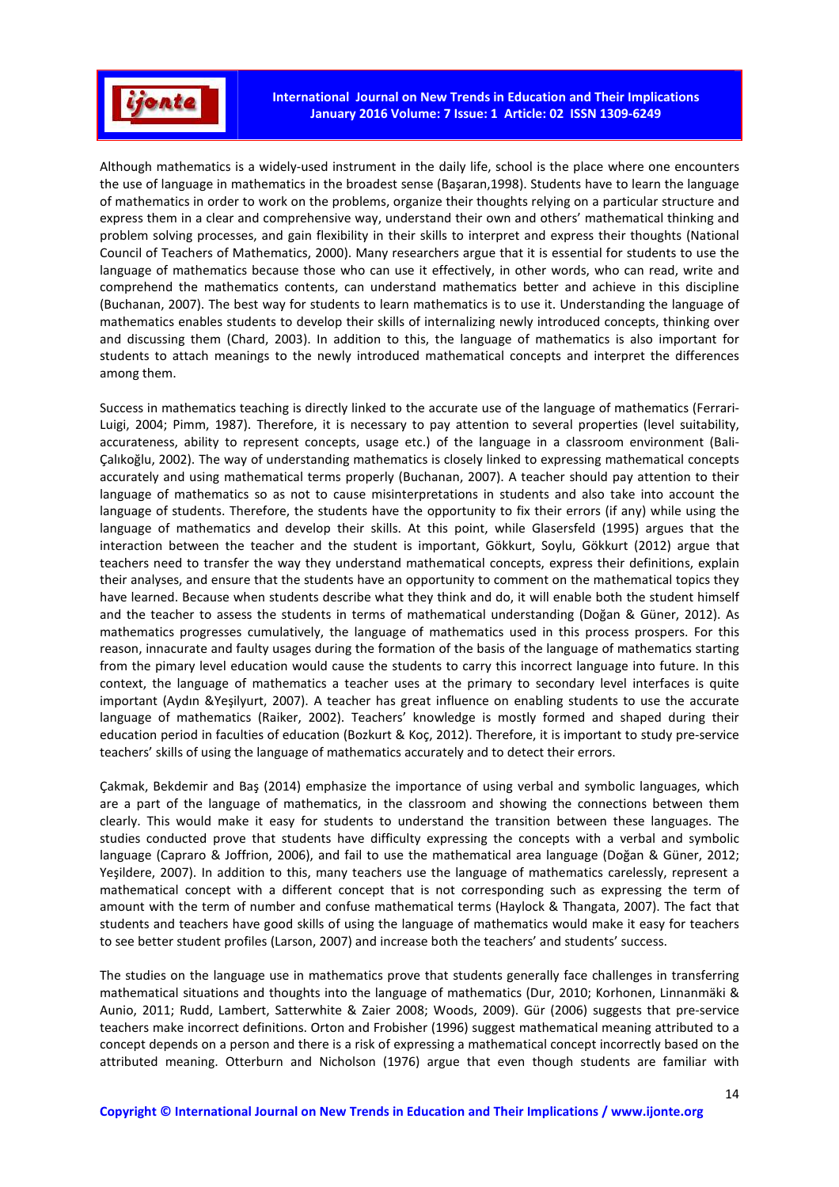Although mathematics is a widely-used instrument in the daily life, school is the place where one encounters the use of language in mathematics in the broadest sense (Başaran,1998). Students have to learn the language of mathematics in order to work on the problems, organize their thoughts relying on a particular structure and express them in a clear and comprehensive way, understand their own and others' mathematical thinking and problem solving processes, and gain flexibility in their skills to interpret and express their thoughts (National Council of Teachers of Mathematics, 2000). Many researchers argue that it is essential for students to use the language of mathematics because those who can use it effectively, in other words, who can read, write and comprehend the mathematics contents, can understand mathematics better and achieve in this discipline (Buchanan, 2007). The best way for students to learn mathematics is to use it. Understanding the language of mathematics enables students to develop their skills of internalizing newly introduced concepts, thinking over and discussing them (Chard, 2003). In addition to this, the language of mathematics is also important for students to attach meanings to the newly introduced mathematical concepts and interpret the differences among them.

Success in mathematics teaching is directly linked to the accurate use of the language of mathematics (Ferrari-Luigi, 2004; Pimm, 1987). Therefore, it is necessary to pay attention to several properties (level suitability, accurateness, ability to represent concepts, usage etc.) of the language in a classroom environment (Bali-Çalıkoğlu, 2002). The way of understanding mathematics is closely linked to expressing mathematical concepts accurately and using mathematical terms properly (Buchanan, 2007). A teacher should pay attention to their language of mathematics so as not to cause misinterpretations in students and also take into account the language of students. Therefore, the students have the opportunity to fix their errors (if any) while using the language of mathematics and develop their skills. At this point, while Glasersfeld (1995) argues that the interaction between the teacher and the student is important, Gökkurt, Soylu, Gökkurt (2012) argue that teachers need to transfer the way they understand mathematical concepts, express their definitions, explain their analyses, and ensure that the students have an opportunity to comment on the mathematical topics they have learned. Because when students describe what they think and do, it will enable both the student himself and the teacher to assess the students in terms of mathematical understanding (Doğan & Güner, 2012). As mathematics progresses cumulatively, the language of mathematics used in this process prospers. For this reason, innacurate and faulty usages during the formation of the basis of the language of mathematics starting from the pimary level education would cause the students to carry this incorrect language into future. In this context, the language of mathematics a teacher uses at the primary to secondary level interfaces is quite important (Aydın &Yeşilyurt, 2007). A teacher has great influence on enabling students to use the accurate language of mathematics (Raiker, 2002). Teachers' knowledge is mostly formed and shaped during their education period in faculties of education (Bozkurt & Koç, 2012). Therefore, it is important to study pre-service teachers' skills of using the language of mathematics accurately and to detect their errors.

Çakmak, Bekdemir and Baş (2014) emphasize the importance of using verbal and symbolic languages, which are a part of the language of mathematics, in the classroom and showing the connections between them clearly. This would make it easy for students to understand the transition between these languages. The studies conducted prove that students have difficulty expressing the concepts with a verbal and symbolic language (Capraro & Joffrion, 2006), and fail to use the mathematical area language (Doğan & Güner, 2012; Yeşildere, 2007). In addition to this, many teachers use the language of mathematics carelessly, represent a mathematical concept with a different concept that is not corresponding such as expressing the term of amount with the term of number and confuse mathematical terms (Haylock & Thangata, 2007). The fact that students and teachers have good skills of using the language of mathematics would make it easy for teachers to see better student profiles (Larson, 2007) and increase both the teachers' and students' success.

The studies on the language use in mathematics prove that students generally face challenges in transferring mathematical situations and thoughts into the language of mathematics (Dur, 2010; Korhonen, Linnanmäki & Aunio, 2011; Rudd, Lambert, Satterwhite & Zaier 2008; Woods, 2009). Gür (2006) suggests that pre-service teachers make incorrect definitions. Orton and Frobisher (1996) suggest mathematical meaning attributed to a concept depends on a person and there is a risk of expressing a mathematical concept incorrectly based on the attributed meaning. Otterburn and Nicholson (1976) argue that even though students are familiar with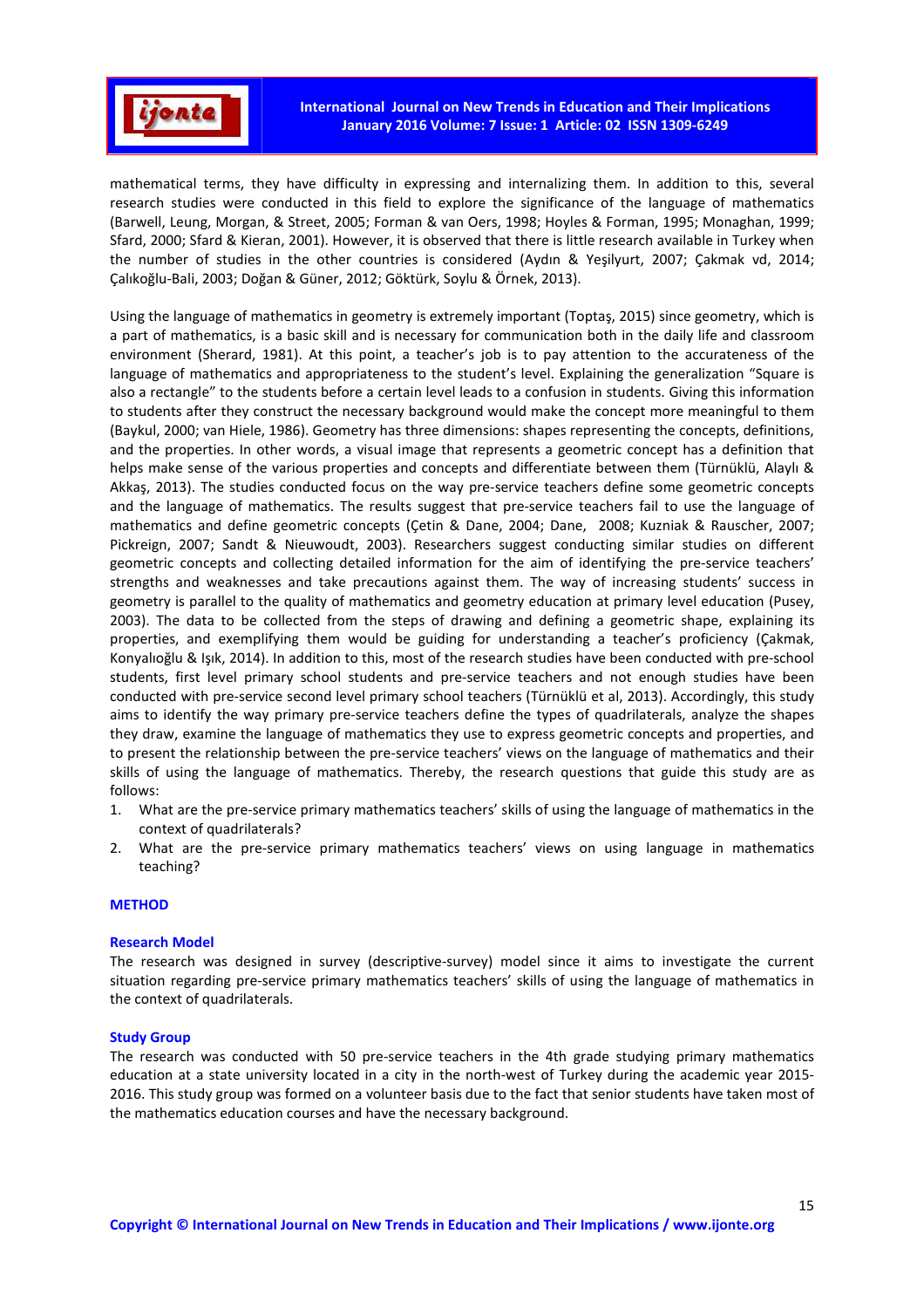mathematical terms, they have difficulty in expressing and internalizing them. In addition to this, several research studies were conducted in this field to explore the significance of the language of mathematics (Barwell, Leung, Morgan, & Street, 2005; Forman & van Oers, 1998; Hoyles & Forman, 1995; Monaghan, 1999; Sfard, 2000; Sfard & Kieran, 2001). However, it is observed that there is little research available in Turkey when the number of studies in the other countries is considered (Aydın & Yeşilyurt, 2007; Çakmak vd, 2014; Çalıkoğlu-Bali, 2003; Doğan & Güner, 2012; Göktürk, Soylu & Örnek, 2013).

Using the language of mathematics in geometry is extremely important (Toptaş, 2015) since geometry, which is a part of mathematics, is a basic skill and is necessary for communication both in the daily life and classroom environment (Sherard, 1981). At this point, a teacher's job is to pay attention to the accurateness of the language of mathematics and appropriateness to the student's level. Explaining the generalization "Square is also a rectangle" to the students before a certain level leads to a confusion in students. Giving this information to students after they construct the necessary background would make the concept more meaningful to them (Baykul, 2000; van Hiele, 1986). Geometry has three dimensions: shapes representing the concepts, definitions, and the properties. In other words, a visual image that represents a geometric concept has a definition that helps make sense of the various properties and concepts and differentiate between them (Türnüklü, Alaylı & Akkaş, 2013). The studies conducted focus on the way pre-service teachers define some geometric concepts and the language of mathematics. The results suggest that pre-service teachers fail to use the language of mathematics and define geometric concepts (Çetin & Dane, 2004; Dane, 2008; Kuzniak & Rauscher, 2007; Pickreign, 2007; Sandt & Nieuwoudt, 2003). Researchers suggest conducting similar studies on different geometric concepts and collecting detailed information for the aim of identifying the pre-service teachers' strengths and weaknesses and take precautions against them. The way of increasing students' success in geometry is parallel to the quality of mathematics and geometry education at primary level education (Pusey, 2003). The data to be collected from the steps of drawing and defining a geometric shape, explaining its properties, and exemplifying them would be guiding for understanding a teacher's proficiency (Çakmak, Konyalıoğlu & Işık, 2014). In addition to this, most of the research studies have been conducted with pre-school students, first level primary school students and pre-service teachers and not enough studies have been conducted with pre-service second level primary school teachers (Türnüklü et al, 2013). Accordingly, this study aims to identify the way primary pre-service teachers define the types of quadrilaterals, analyze the shapes they draw, examine the language of mathematics they use to express geometric concepts and properties, and to present the relationship between the pre-service teachers' views on the language of mathematics and their skills of using the language of mathematics. Thereby, the research questions that guide this study are as follows:

1. What are the pre-service primary mathematics teachers' skills of using the language of mathematics in the context of quadrilaterals?
2. What are the pre-service primary mathematics teachers' views on using language in mathematics teaching?

## METHOD

### Research Model

The research was designed in survey (descriptive-survey) model since it aims to investigate the current situation regarding pre-service primary mathematics teachers' skills of using the language of mathematics in the context of quadrilaterals.

### Study Group

The research was conducted with 50 pre-service teachers in the 4th grade studying primary mathematics education at a state university located in a city in the north-west of Turkey during the academic year 2015-2016. This study group was formed on a volunteer basis due to the fact that senior students have taken most of the mathematics education courses and have the necessary background.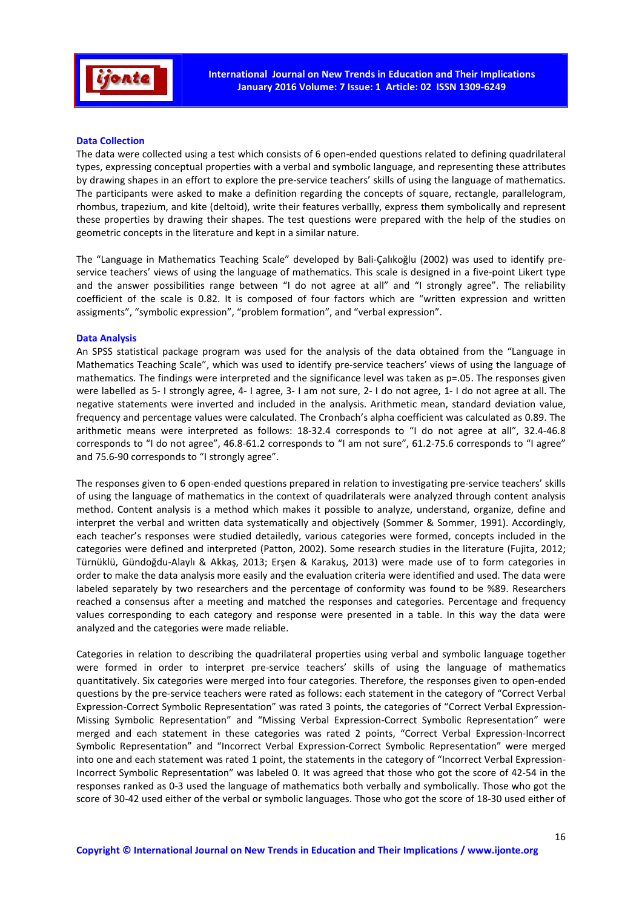### Data Collection

The data were collected using a test which consists of 6 open-ended questions related to defining quadrilateral types, expressing conceptual properties with a verbal and symbolic language, and representing these attributes by drawing shapes in an effort to explore the pre-service teachers' skills of using the language of mathematics. The participants were asked to make a definition regarding the concepts of square, rectangle, parallelogram, rhombus, trapezium, and kite (deltoid), write their features verballly, express them symbolically and represent these properties by drawing their shapes. The test questions were prepared with the help of the studies on geometric concepts in the literature and kept in a similar nature.

The "Language in Mathematics Teaching Scale" developed by Bali-Çalıkoğlu (2002) was used to identify pre-service teachers' views of using the language of mathematics. This scale is designed in a five-point Likert type and the answer possibilities range between "I do not agree at all" and "I strongly agree". The reliability coefficient of the scale is 0.82. It is composed of four factors which are "written expression and written assigments", "symbolic expression", "problem formation", and "verbal expression".

### Data Analysis

An SPSS statistical package program was used for the analysis of the data obtained from the "Language in Mathematics Teaching Scale", which was used to identify pre-service teachers' views of using the language of mathematics. The findings were interpreted and the significance level was taken as p=.05. The responses given were labelled as 5- I strongly agree, 4- I agree, 3- I am not sure, 2- I do not agree, 1- I do not agree at all. The negative statements were inverted and included in the analysis. Arithmetic mean, standard deviation value, frequency and percentage values were calculated. The Cronbach's alpha coefficient was calculated as 0.89. The arithmetic means were interpreted as follows: 18-32.4 corresponds to "I do not agree at all", 32.4-46.8 corresponds to "I do not agree", 46.8-61.2 corresponds to "I am not sure", 61.2-75.6 corresponds to "I agree" and 75.6-90 corresponds to "I strongly agree".

The responses given to 6 open-ended questions prepared in relation to investigating pre-service teachers' skills of using the language of mathematics in the context of quadrilaterals were analyzed through content analysis method. Content analysis is a method which makes it possible to analyze, understand, organize, define and interpret the verbal and written data systematically and objectively (Sommer & Sommer, 1991). Accordingly, each teacher's responses were studied detailedly, various categories were formed, concepts included in the categories were defined and interpreted (Patton, 2002). Some research studies in the literature (Fujita, 2012; Türnüklü, Gündoğdu-Alaylı & Akkaş, 2013; Erşen & Karakuş, 2013) were made use of to form categories in order to make the data analysis more easily and the evaluation criteria were identified and used. The data were labeled separately by two researchers and the percentage of conformity was found to be %89. Researchers reached a consensus after a meeting and matched the responses and categories. Percentage and frequency values corresponding to each category and response were presented in a table. In this way the data were analyzed and the categories were made reliable.

Categories in relation to describing the quadrilateral properties using verbal and symbolic language together were formed in order to interpret pre-service teachers' skills of using the language of mathematics quantitatively. Six categories were merged into four categories. Therefore, the responses given to open-ended questions by the pre-service teachers were rated as follows: each statement in the category of "Correct Verbal Expression-Correct Symbolic Representation" was rated 3 points, the categories of "Correct Verbal Expression-Missing Symbolic Representation" and "Missing Verbal Expression-Correct Symbolic Representation" were merged and each statement in these categories was rated 2 points, "Correct Verbal Expression-Incorrect Symbolic Representation" and "Incorrect Verbal Expression-Correct Symbolic Representation" were merged into one and each statement was rated 1 point, the statements in the category of "Incorrect Verbal Expression-Incorrect Symbolic Representation" was labeled 0. It was agreed that those who got the score of 42-54 in the responses ranked as 0-3 used the language of mathematics both verbally and symbolically. Those who got the score of 30-42 used either of the verbal or symbolic languages. Those who got the score of 18-30 used either of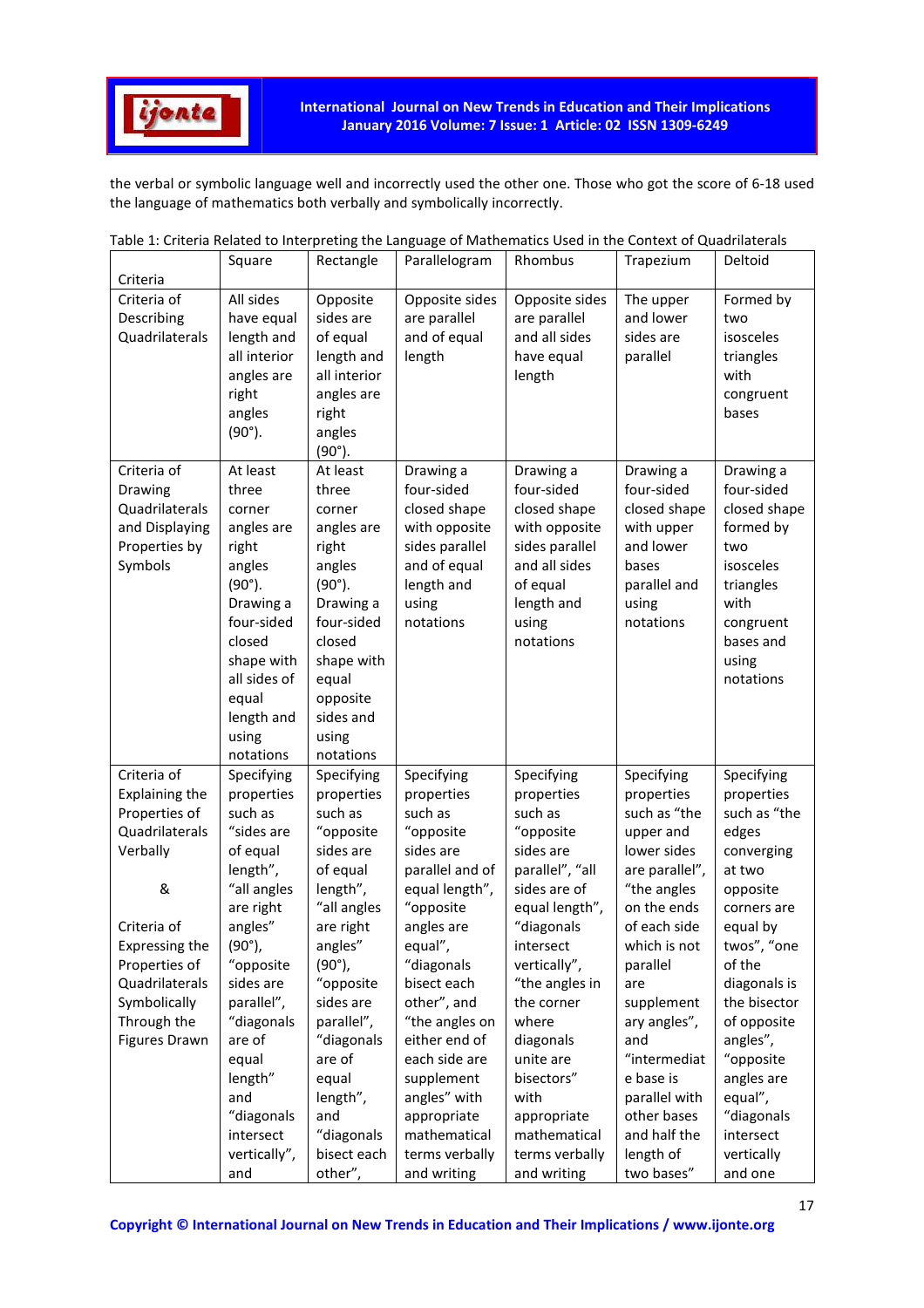the verbal or symbolic language well and incorrectly used the other one. Those who got the score of 6-18 used the language of mathematics both verbally and symbolically incorrectly.

Table 1: Criteria Related to Interpreting the Language of Mathematics Used in the Context of Quadrilaterals

| Criteria | Square | Rectangle | Parallelogram | Rhombus | Trapezium | Deltoid |
|---|---|---|---|---|---|---|
| Criteria of Describing Quadrilaterals | All sides have equal length and all interior angles are right angles (90°). | Opposite sides are of equal length and all interior angles are right angles (90°). | Opposite sides are parallel and of equal length | Opposite sides are parallel and all sides have equal length | The upper and lower sides are parallel | Formed by two isosceles triangles with congruent bases |
| Criteria of Drawing Quadrilaterals and Displaying Properties by Symbols | At least three corner angles are right angles (90°). Drawing a four-sided closed shape with all sides of equal length and using notations | At least three corner angles are right angles (90°). Drawing a four-sided closed shape with equal opposite sides and using notations | Drawing a four-sided closed shape with opposite sides parallel and of equal length and using notations | Drawing a four-sided closed shape with opposite sides parallel and all sides of equal length and using notations | Drawing a four-sided closed shape with upper and lower bases parallel and using notations | Drawing a four-sided closed shape formed by two isosceles triangles with congruent bases and using notations |
| Criteria of Explaining the Properties of Quadrilaterals Verbally & Criteria of Expressing the Properties of Quadrilaterals Symbolically Through the Figures Drawn | Specifying properties such as "sides are of equal length", "all angles are right angles" (90°), "opposite sides are parallel", "diagonals are of equal length" and "diagonals intersect vertically", and | Specifying properties such as "opposite sides are of equal length", "all angles are right angles" (90°), "opposite sides are parallel", "diagonals are of equal length", and "diagonals bisect each other", | Specifying properties such as "opposite sides are parallel and of equal length", "opposite angles are equal", "diagonals bisect each other", and "the angles on either end of each side are supplement angles" with appropriate mathematical terms verbally and writing | Specifying properties such as "opposite sides are parallel", "all sides are of equal length", "diagonals intersect vertically", "the angles in the corner where diagonals unite are bisectors" with appropriate mathematical terms verbally and writing | Specifying properties such as "the upper and lower sides are parallel", "the angles on the ends of each side which is not parallel are supplementary angles", and "intermediate base is parallel with other bases and half the length of two bases" | Specifying properties such as "the edges converging at two opposite corners are equal by twos", "one of the diagonals is the bisector of opposite angles", "opposite angles are equal", "diagonals intersect vertically and one |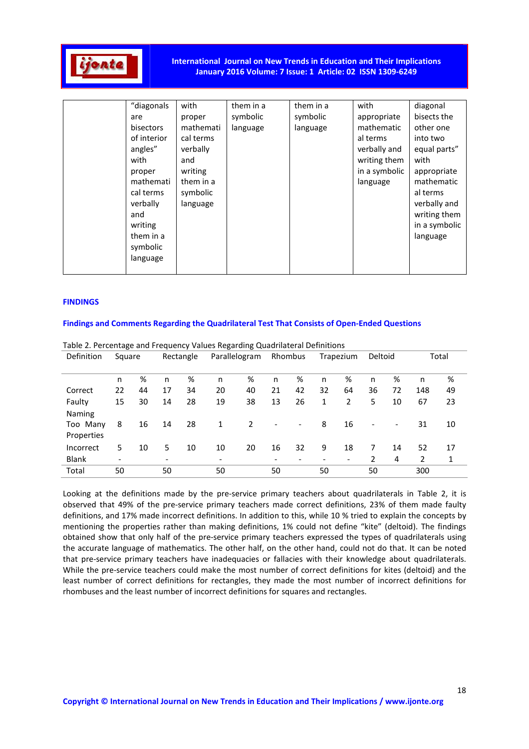| | "diagonals are bisectors of interior angles" with proper mathematical terms verbally and writing them in a symbolic language | with proper mathematical terms verbally and writing them in a symbolic language | them in a symbolic language | them in a symbolic language | with appropriate mathematical terms verbally and writing them in a symbolic language | diagonal bisects the other one into two equal parts" with appropriate mathematical terms verbally and writing them in a symbolic language |
|---|---|---|---|---|---|---|

## FINDINGS

### Findings and Comments Regarding the Quadrilateral Test That Consists of Open-Ended Questions

Table 2. Percentage and Frequency Values Regarding Quadrilateral Definitions

| Definition | Square | | Rectangle | | Parallelogram | | Rhombus | | Trapezium | | Deltoid | | Total | |
|---|---|---|---|---|---|---|---|---|---|---|---|---|---|---|
| | n | % | n | % | n | % | n | % | n | % | n | % | n | % |
| Correct | 22 | 44 | 17 | 34 | 20 | 40 | 21 | 42 | 32 | 64 | 36 | 72 | 148 | 49 |
| Faulty Naming | 15 | 30 | 14 | 28 | 19 | 38 | 13 | 26 | 1 | 2 | 5 | 10 | 67 | 23 |
| Too Many Properties | 8 | 16 | 14 | 28 | 1 | 2 | - | - | 8 | 16 | - | - | 31 | 10 |
| Incorrect | 5 | 10 | 5 | 10 | 10 | 20 | 16 | 32 | 9 | 18 | 7 | 14 | 52 | 17 |
| Blank | - | | - | | - | | - | - | - | - | 2 | 4 | 2 | 1 |
| Total | 50 | | 50 | | 50 | | 50 | | 50 | | 50 | | 300 | |

Looking at the definitions made by the pre-service primary teachers about quadrilaterals in Table 2, it is observed that 49% of the pre-service primary teachers made correct definitions, 23% of them made faulty definitions, and 17% made incorrect definitions. In addition to this, while 10 % tried to explain the concepts by mentioning the properties rather than making definitions, 1% could not define "kite" (deltoid). The findings obtained show that only half of the pre-service primary teachers expressed the types of quadrilaterals using the accurate language of mathematics. The other half, on the other hand, could not do that. It can be noted that pre-service primary teachers have inadequacies or fallacies with their knowledge about quadrilaterals. While the pre-service teachers could make the most number of correct definitions for kites (deltoid) and the least number of correct definitions for rectangles, they made the most number of incorrect definitions for rhombuses and the least number of incorrect definitions for squares and rectangles.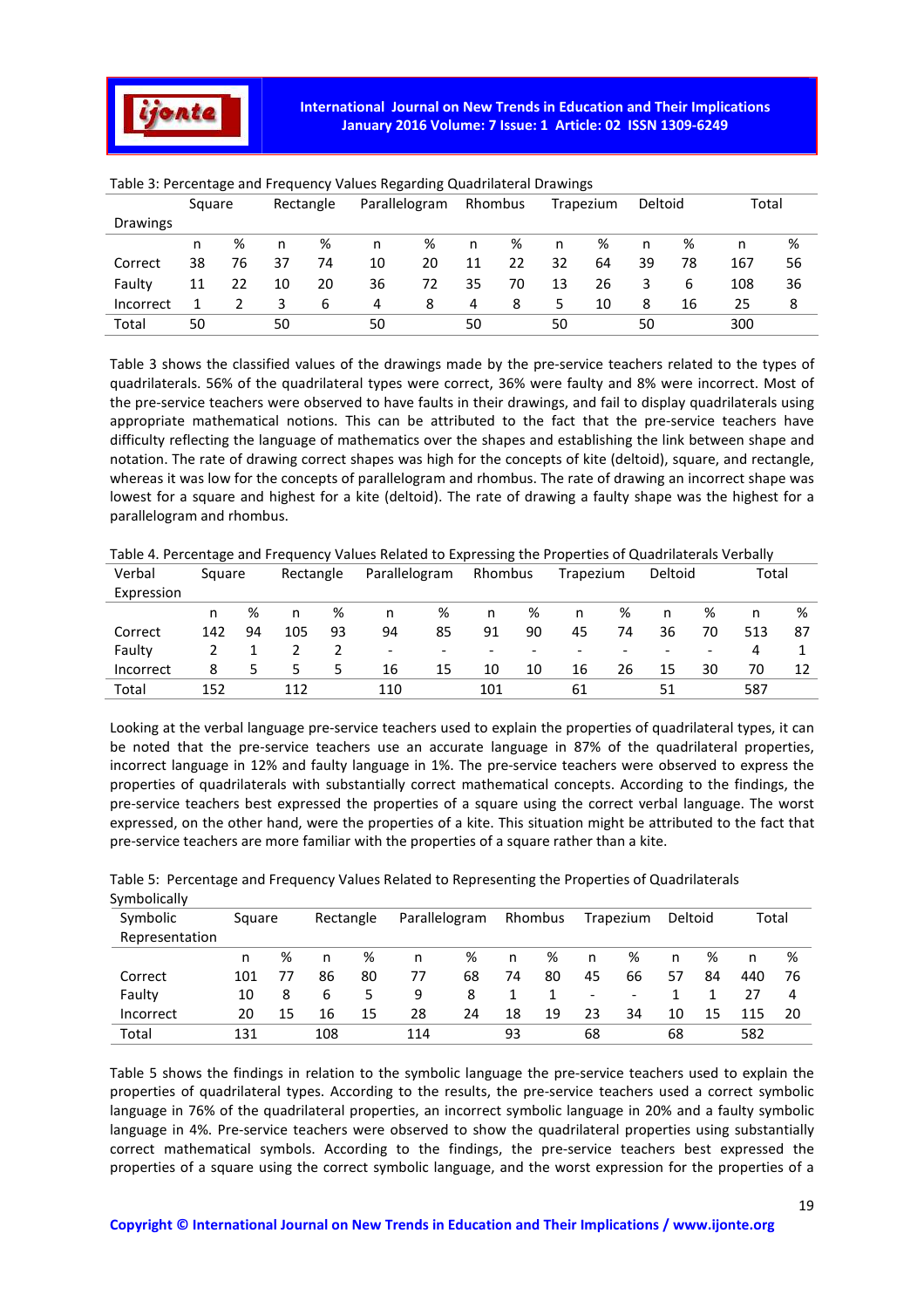Table 3: Percentage and Frequency Values Regarding Quadrilateral Drawings

| Drawings | Square | | Rectangle | | Parallelogram | | Rhombus | | Trapezium | | Deltoid | | Total | |
|---|---|---|---|---|---|---|---|---|---|---|---|---|---|---|
| | n | % | n | % | n | % | n | % | n | % | n | % | n | % |
| Correct | 38 | 76 | 37 | 74 | 10 | 20 | 11 | 22 | 32 | 64 | 39 | 78 | 167 | 56 |
| Faulty | 11 | 22 | 10 | 20 | 36 | 72 | 35 | 70 | 13 | 26 | 3 | 6 | 108 | 36 |
| Incorrect | 1 | 2 | 3 | 6 | 4 | 8 | 4 | 8 | 5 | 10 | 8 | 16 | 25 | 8 |
| Total | 50 | | 50 | | 50 | | 50 | | 50 | | 50 | | 300 | |

Table 3 shows the classified values of the drawings made by the pre-service teachers related to the types of quadrilaterals. 56% of the quadrilateral types were correct, 36% were faulty and 8% were incorrect. Most of the pre-service teachers were observed to have faults in their drawings, and fail to display quadrilaterals using appropriate mathematical notions. This can be attributed to the fact that the pre-service teachers have difficulty reflecting the language of mathematics over the shapes and establishing the link between shape and notation. The rate of drawing correct shapes was high for the concepts of kite (deltoid), square, and rectangle, whereas it was low for the concepts of parallelogram and rhombus. The rate of drawing an incorrect shape was lowest for a square and highest for a kite (deltoid). The rate of drawing a faulty shape was the highest for a parallelogram and rhombus.

Table 4. Percentage and Frequency Values Related to Expressing the Properties of Quadrilaterals Verbally

| Verbal Expression | Square | | Rectangle | | Parallelogram | | Rhombus | | Trapezium | | Deltoid | | Total | |
|---|---|---|---|---|---|---|---|---|---|---|---|---|---|---|
| | n | % | n | % | n | % | n | % | n | % | n | % | n | % |
| Correct | 142 | 94 | 105 | 93 | 94 | 85 | 91 | 90 | 45 | 74 | 36 | 70 | 513 | 87 |
| Faulty | 2 | 1 | 2 | 2 | - | - | - | - | - | - | - | - | 4 | 1 |
| Incorrect | 8 | 5 | 5 | 5 | 16 | 15 | 10 | 10 | 16 | 26 | 15 | 30 | 70 | 12 |
| Total | 152 | | 112 | | 110 | | 101 | | 61 | | 51 | | 587 | |

Looking at the verbal language pre-service teachers used to explain the properties of quadrilateral types, it can be noted that the pre-service teachers use an accurate language in 87% of the quadrilateral properties, incorrect language in 12% and faulty language in 1%. The pre-service teachers were observed to express the properties of quadrilaterals with substantially correct mathematical concepts. According to the findings, the pre-service teachers best expressed the properties of a square using the correct verbal language. The worst expressed, on the other hand, were the properties of a kite. This situation might be attributed to the fact that pre-service teachers are more familiar with the properties of a square rather than a kite.

Table 5: Percentage and Frequency Values Related to Representing the Properties of Quadrilaterals Symbolically

| Symbolic Representation | Square | | Rectangle | | Parallelogram | | Rhombus | | Trapezium | | Deltoid | | Total | |
|---|---|---|---|---|---|---|---|---|---|---|---|---|---|---|
| | n | % | n | % | n | % | n | % | n | % | n | % | n | % |
| Correct | 101 | 77 | 86 | 80 | 77 | 68 | 74 | 80 | 45 | 66 | 57 | 84 | 440 | 76 |
| Faulty | 10 | 8 | 6 | 5 | 9 | 8 | 1 | 1 | - | - | 1 | 1 | 27 | 4 |
| Incorrect | 20 | 15 | 16 | 15 | 28 | 24 | 18 | 19 | 23 | 34 | 10 | 15 | 115 | 20 |
| Total | 131 | | 108 | | 114 | | 93 | | 68 | | 68 | | 582 | |

Table 5 shows the findings in relation to the symbolic language the pre-service teachers used to explain the properties of quadrilateral types. According to the results, the pre-service teachers used a correct symbolic language in 76% of the quadrilateral properties, an incorrect symbolic language in 20% and a faulty symbolic language in 4%. Pre-service teachers were observed to show the quadrilateral properties using substantially correct mathematical symbols. According to the findings, the pre-service teachers best expressed the properties of a square using the correct symbolic language, and the worst expression for the properties of a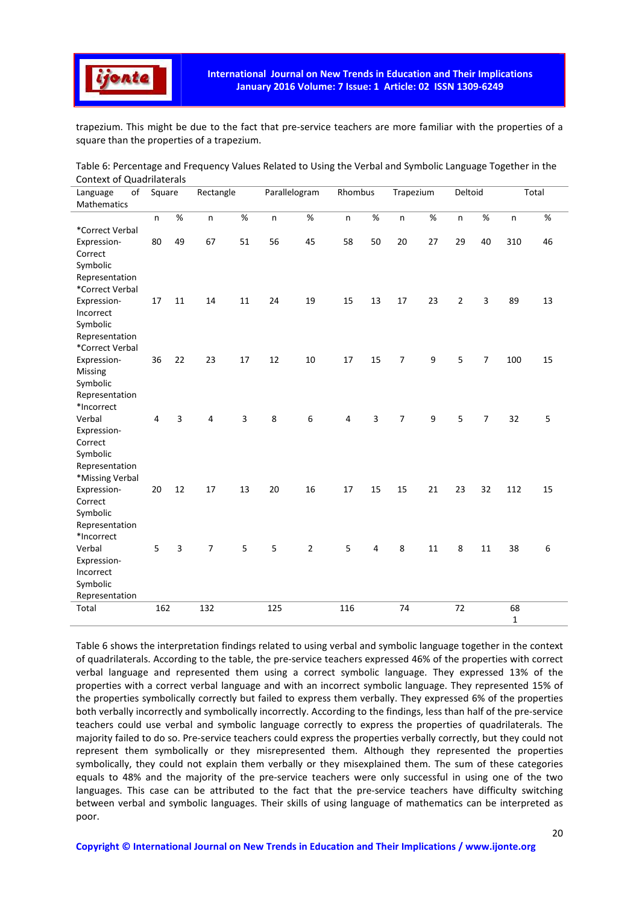trapezium. This might be due to the fact that pre-service teachers are more familiar with the properties of a square than the properties of a trapezium.

Table 6: Percentage and Frequency Values Related to Using the Verbal and Symbolic Language Together in the Context of Quadrilaterals

| Language of Mathematics | Square | | Rectangle | | Parallelogram | | Rhombus | | Trapezium | | Deltoid | | Total | |
|---|---|---|---|---|---|---|---|---|---|---|---|---|---|---|
| | n | % | n | % | n | % | n | % | n | % | n | % | n | % |
| *Correct Verbal Expression-Correct Symbolic Representation | 80 | 49 | 67 | 51 | 56 | 45 | 58 | 50 | 20 | 27 | 29 | 40 | 310 | 46 |
| *Correct Verbal Expression-Incorrect Symbolic Representation | 17 | 11 | 14 | 11 | 24 | 19 | 15 | 13 | 17 | 23 | 2 | 3 | 89 | 13 |
| *Correct Verbal Expression-Missing Symbolic Representation | 36 | 22 | 23 | 17 | 12 | 10 | 17 | 15 | 7 | 9 | 5 | 7 | 100 | 15 |
| *Incorrect Verbal Expression-Correct Symbolic Representation | 4 | 3 | 4 | 3 | 8 | 6 | 4 | 3 | 7 | 9 | 5 | 7 | 32 | 5 |
| *Missing Verbal Expression-Correct Symbolic Representation | 20 | 12 | 17 | 13 | 20 | 16 | 17 | 15 | 15 | 21 | 23 | 32 | 112 | 15 |
| *Incorrect Verbal Expression-Incorrect Symbolic Representation | 5 | 3 | 7 | 5 | 5 | 2 | 5 | 4 | 8 | 11 | 8 | 11 | 38 | 6 |
| Total | 162 | | 132 | | 125 | | 116 | | 74 | | 72 | | 681 | |

Table 6 shows the interpretation findings related to using verbal and symbolic language together in the context of quadrilaterals. According to the table, the pre-service teachers expressed 46% of the properties with correct verbal language and represented them using a correct symbolic language. They expressed 13% of the properties with a correct verbal language and with an incorrect symbolic language. They represented 15% of the properties symbolically correctly but failed to express them verbally. They expressed 6% of the properties both verbally incorrectly and symbolically incorrectly. According to the findings, less than half of the pre-service teachers could use verbal and symbolic language correctly to express the properties of quadrilaterals. The majority failed to do so. Pre-service teachers could express the properties verbally correctly, but they could not represent them symbolically or they misrepresented them. Although they represented the properties symbolically, they could not explain them verbally or they misexplained them. The sum of these categories equals to 48% and the majority of the pre-service teachers were only successful in using one of the two languages. This case can be attributed to the fact that the pre-service teachers have difficulty switching between verbal and symbolic languages. Their skills of using language of mathematics can be interpreted as poor.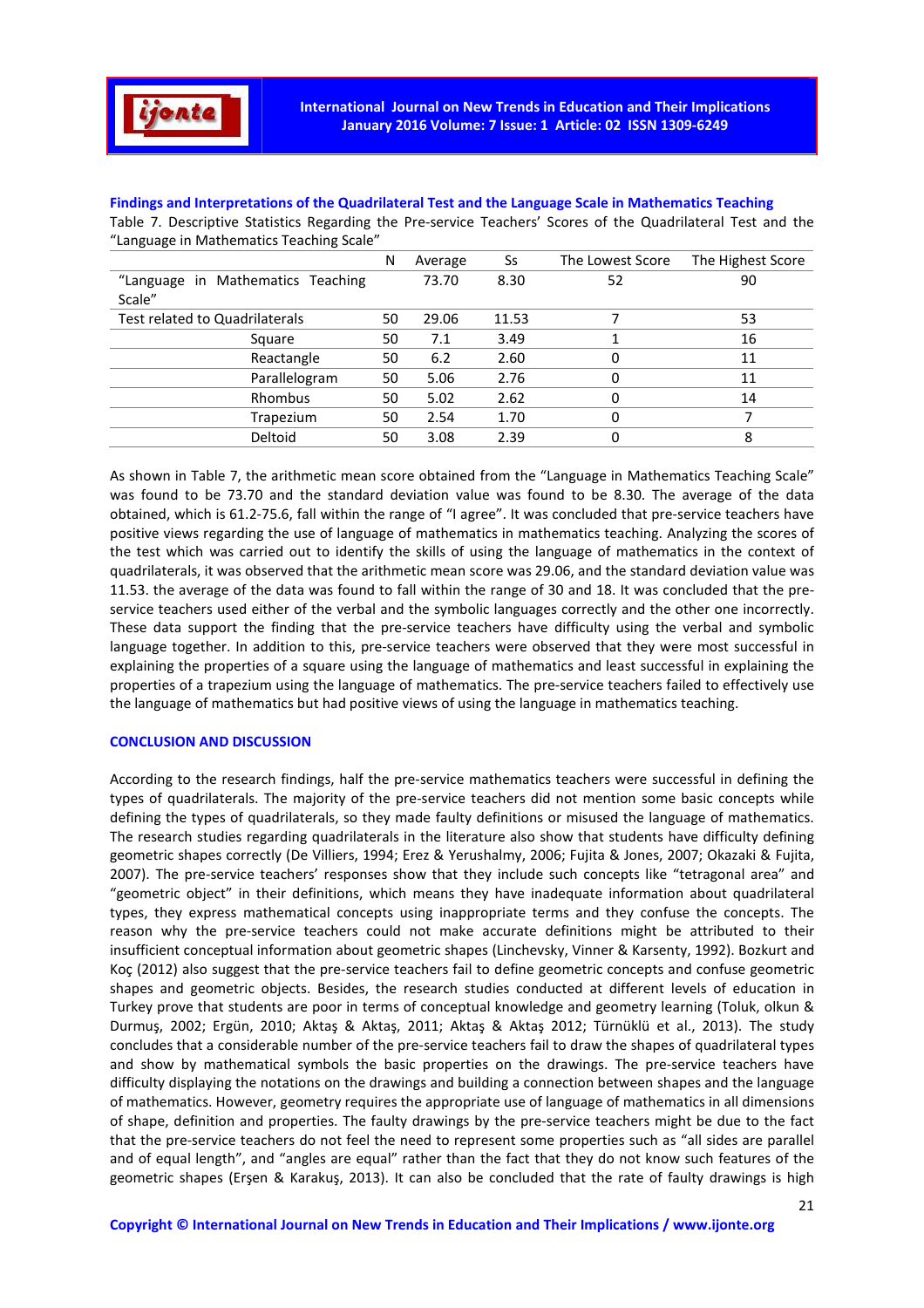## Findings and Interpretations of the Quadrilateral Test and the Language Scale in Mathematics Teaching

Table 7. Descriptive Statistics Regarding the Pre-service Teachers' Scores of the Quadrilateral Test and the "Language in Mathematics Teaching Scale"

| | N | Average | Ss | The Lowest Score | The Highest Score |
|---|---|---|---|---|---|
| "Language in Mathematics Teaching Scale" | | 73.70 | 8.30 | 52 | 90 |
| Test related to Quadrilaterals | 50 | 29.06 | 11.53 | 7 | 53 |
| Square | 50 | 7.1 | 3.49 | 1 | 16 |
| Reactangle | 50 | 6.2 | 2.60 | 0 | 11 |
| Parallelogram | 50 | 5.06 | 2.76 | 0 | 11 |
| Rhombus | 50 | 5.02 | 2.62 | 0 | 14 |
| Trapezium | 50 | 2.54 | 1.70 | 0 | 7 |
| Deltoid | 50 | 3.08 | 2.39 | 0 | 8 |

As shown in Table 7, the arithmetic mean score obtained from the "Language in Mathematics Teaching Scale" was found to be 73.70 and the standard deviation value was found to be 8.30. The average of the data obtained, which is 61.2-75.6, fall within the range of "I agree". It was concluded that pre-service teachers have positive views regarding the use of language of mathematics in mathematics teaching. Analyzing the scores of the test which was carried out to identify the skills of using the language of mathematics in the context of quadrilaterals, it was observed that the arithmetic mean score was 29.06, and the standard deviation value was 11.53. the average of the data was found to fall within the range of 30 and 18. It was concluded that the pre-service teachers used either of the verbal and the symbolic languages correctly and the other one incorrectly. These data support the finding that the pre-service teachers have difficulty using the verbal and symbolic language together. In addition to this, pre-service teachers were observed that they were most successful in explaining the properties of a square using the language of mathematics and least successful in explaining the properties of a trapezium using the language of mathematics. The pre-service teachers failed to effectively use the language of mathematics but had positive views of using the language in mathematics teaching.

## CONCLUSION AND DISCUSSION

According to the research findings, half the pre-service mathematics teachers were successful in defining the types of quadrilaterals. The majority of the pre-service teachers did not mention some basic concepts while defining the types of quadrilaterals, so they made faulty definitions or misused the language of mathematics. The research studies regarding quadrilaterals in the literature also show that students have difficulty defining geometric shapes correctly (De Villiers, 1994; Erez & Yerushalmy, 2006; Fujita & Jones, 2007; Okazaki & Fujita, 2007). The pre-service teachers' responses show that they include such concepts like "tetragonal area" and "geometric object" in their definitions, which means they have inadequate information about quadrilateral types, they express mathematical concepts using inappropriate terms and they confuse the concepts. The reason why the pre-service teachers could not make accurate definitions might be attributed to their insufficient conceptual information about geometric shapes (Linchevsky, Vinner & Karsenty, 1992). Bozkurt and Koç (2012) also suggest that the pre-service teachers fail to define geometric concepts and confuse geometric shapes and geometric objects. Besides, the research studies conducted at different levels of education in Turkey prove that students are poor in terms of conceptual knowledge and geometry learning (Toluk, olkun & Durmuş, 2002; Ergün, 2010; Aktaş & Aktaş, 2011; Aktaş & Aktaş 2012; Türnüklü et al., 2013). The study concludes that a considerable number of the pre-service teachers fail to draw the shapes of quadrilateral types and show by mathematical symbols the basic properties on the drawings. The pre-service teachers have difficulty displaying the notations on the drawings and building a connection between shapes and the language of mathematics. However, geometry requires the appropriate use of language of mathematics in all dimensions of shape, definition and properties. The faulty drawings by the pre-service teachers might be due to the fact that the pre-service teachers do not feel the need to represent some properties such as "all sides are parallel and of equal length", and "angles are equal" rather than the fact that they do not know such features of the geometric shapes (Erşen & Karakuş, 2013). It can also be concluded that the rate of faulty drawings is high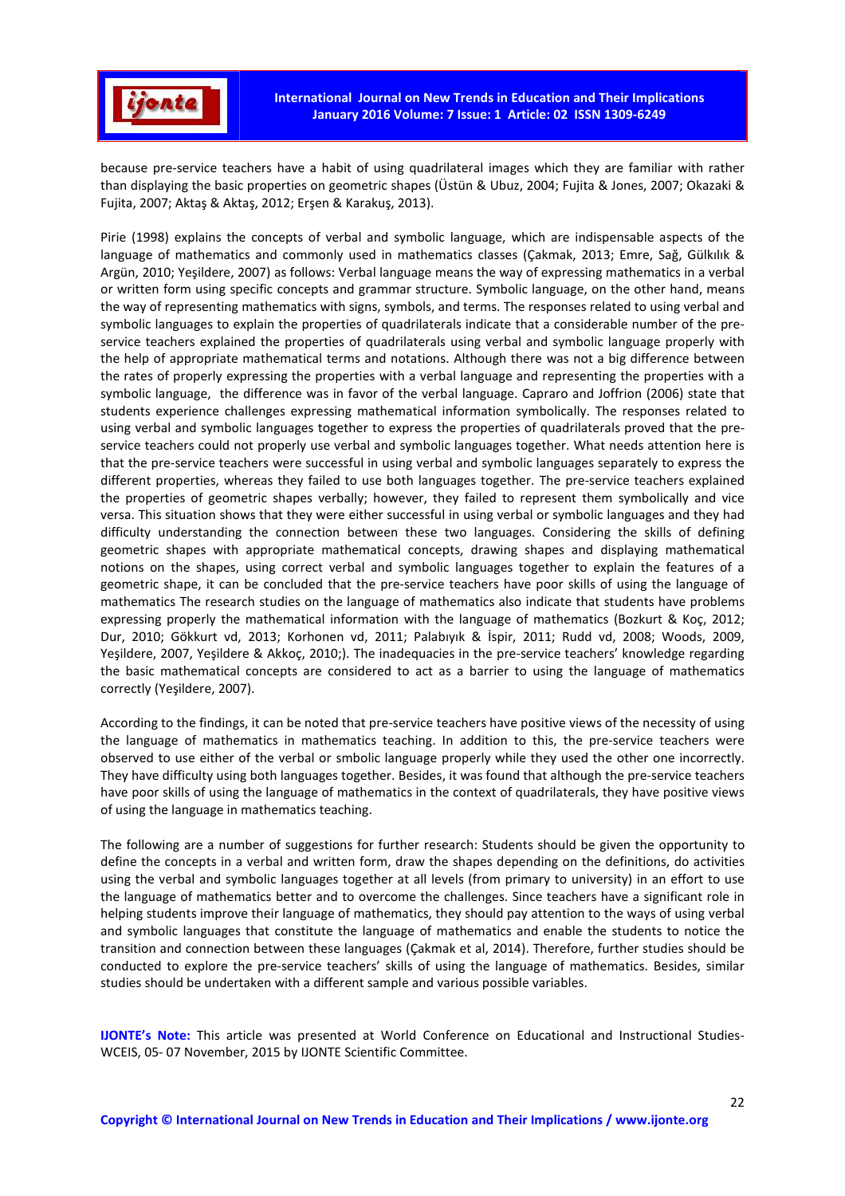because pre-service teachers have a habit of using quadrilateral images which they are familiar with rather than displaying the basic properties on geometric shapes (Üstün & Ubuz, 2004; Fujita & Jones, 2007; Okazaki & Fujita, 2007; Aktaş & Aktaş, 2012; Erşen & Karakuş, 2013).

Pirie (1998) explains the concepts of verbal and symbolic language, which are indispensable aspects of the language of mathematics and commonly used in mathematics classes (Çakmak, 2013; Emre, Sağ, Gülkılık & Argün, 2010; Yeşildere, 2007) as follows: Verbal language means the way of expressing mathematics in a verbal or written form using specific concepts and grammar structure. Symbolic language, on the other hand, means the way of representing mathematics with signs, symbols, and terms. The responses related to using verbal and symbolic languages to explain the properties of quadrilaterals indicate that a considerable number of the pre-service teachers explained the properties of quadrilaterals using verbal and symbolic language properly with the help of appropriate mathematical terms and notations. Although there was not a big difference between the rates of properly expressing the properties with a verbal language and representing the properties with a symbolic language, the difference was in favor of the verbal language. Capraro and Joffrion (2006) state that students experience challenges expressing mathematical information symbolically. The responses related to using verbal and symbolic languages together to express the properties of quadrilaterals proved that the pre-service teachers could not properly use verbal and symbolic languages together. What needs attention here is that the pre-service teachers were successful in using verbal and symbolic languages separately to express the different properties, whereas they failed to use both languages together. The pre-service teachers explained the properties of geometric shapes verbally; however, they failed to represent them symbolically and vice versa. This situation shows that they were either successful in using verbal or symbolic languages and they had difficulty understanding the connection between these two languages. Considering the skills of defining geometric shapes with appropriate mathematical concepts, drawing shapes and displaying mathematical notions on the shapes, using correct verbal and symbolic languages together to explain the features of a geometric shape, it can be concluded that the pre-service teachers have poor skills of using the language of mathematics The research studies on the language of mathematics also indicate that students have problems expressing properly the mathematical information with the language of mathematics (Bozkurt & Koç, 2012; Dur, 2010; Gökkurt vd, 2013; Korhonen vd, 2011; Palabıyık & İspir, 2011; Rudd vd, 2008; Woods, 2009, Yeşildere, 2007, Yeşildere & Akkoç, 2010;). The inadequacies in the pre-service teachers' knowledge regarding the basic mathematical concepts are considered to act as a barrier to using the language of mathematics correctly (Yeşildere, 2007).

According to the findings, it can be noted that pre-service teachers have positive views of the necessity of using the language of mathematics in mathematics teaching. In addition to this, the pre-service teachers were observed to use either of the verbal or smbolic language properly while they used the other one incorrectly. They have difficulty using both languages together. Besides, it was found that although the pre-service teachers have poor skills of using the language of mathematics in the context of quadrilaterals, they have positive views of using the language in mathematics teaching.

The following are a number of suggestions for further research: Students should be given the opportunity to define the concepts in a verbal and written form, draw the shapes depending on the definitions, do activities using the verbal and symbolic languages together at all levels (from primary to university) in an effort to use the language of mathematics better and to overcome the challenges. Since teachers have a significant role in helping students improve their language of mathematics, they should pay attention to the ways of using verbal and symbolic languages that constitute the language of mathematics and enable the students to notice the transition and connection between these languages (Çakmak et al, 2014). Therefore, further studies should be conducted to explore the pre-service teachers' skills of using the language of mathematics. Besides, similar studies should be undertaken with a different sample and various possible variables.

**IJONTE's Note:** This article was presented at World Conference on Educational and Instructional Studies-WCEIS, 05- 07 November, 2015 by IJONTE Scientific Committee.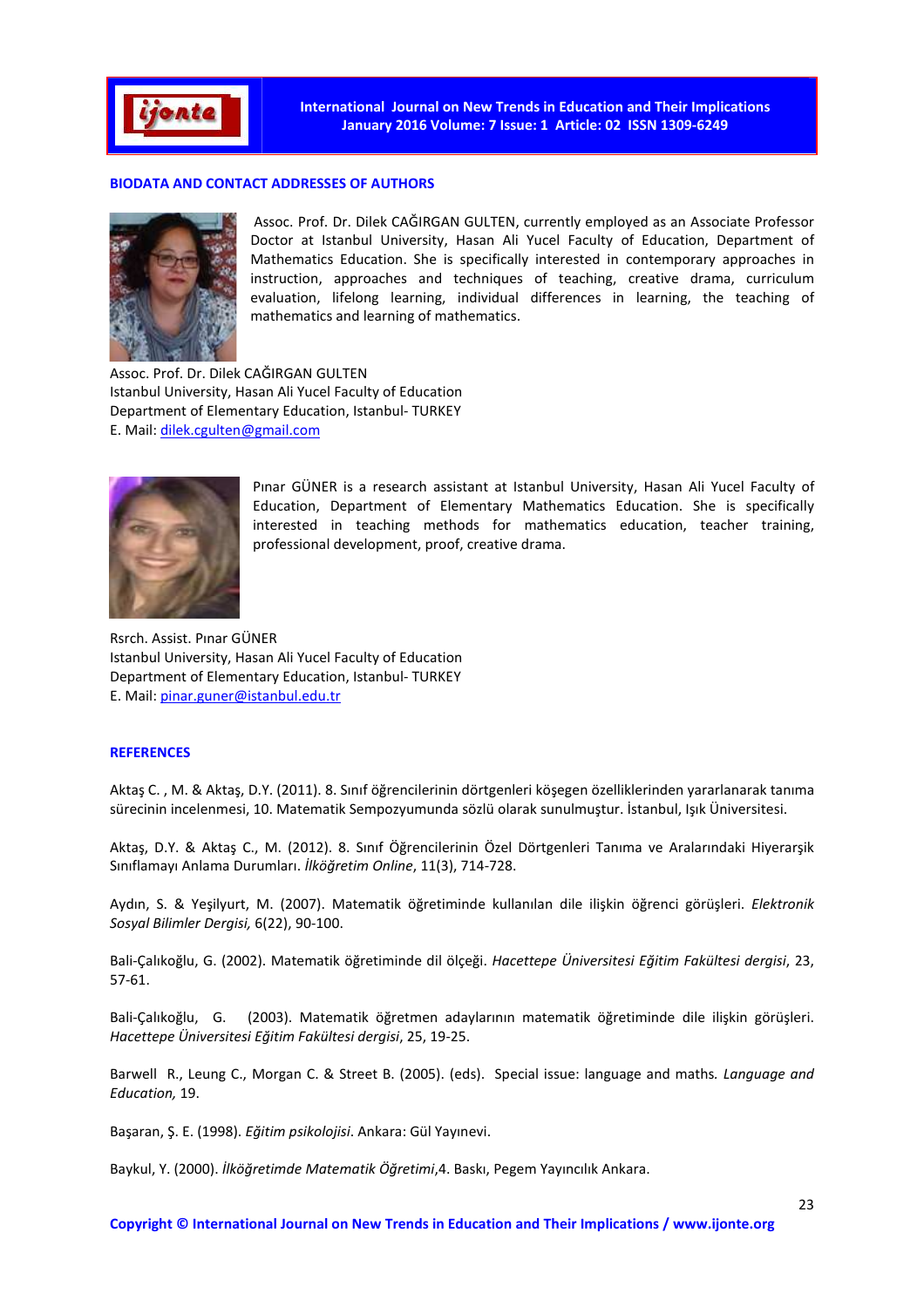## BIODATA AND CONTACT ADDRESSES OF AUTHORS

Assoc. Prof. Dr. Dilek CAĞIRGAN GULTEN, currently employed as an Associate Professor Doctor at Istanbul University, Hasan Ali Yucel Faculty of Education, Department of Mathematics Education. She is specifically interested in contemporary approaches in instruction, approaches and techniques of teaching, creative drama, curriculum evaluation, lifelong learning, individual differences in learning, the teaching of mathematics and learning of mathematics.

Assoc. Prof. Dr. Dilek CAĞIRGAN GULTEN
Istanbul University, Hasan Ali Yucel Faculty of Education
Department of Elementary Education, Istanbul- TURKEY
E. Mail: dilek.cgulten@gmail.com

Pınar GÜNER is a research assistant at Istanbul University, Hasan Ali Yucel Faculty of Education, Department of Elementary Mathematics Education. She is specifically interested in teaching methods for mathematics education, teacher training, professional development, proof, creative drama.

Rsrch. Assist. Pınar GÜNER
Istanbul University, Hasan Ali Yucel Faculty of Education
Department of Elementary Education, Istanbul- TURKEY
E. Mail: pinar.guner@istanbul.edu.tr

## REFERENCES

Aktaş C. , M. & Aktaş, D.Y. (2011). 8. Sınıf öğrencilerinin dörtgenleri köşegen özelliklerinden yararlanarak tanıma sürecinin incelenmesi, 10. Matematik Sempozyumunda sözlü olarak sunulmuştur. İstanbul, Işık Üniversitesi.

Aktaş, D.Y. & Aktaş C., M. (2012). 8. Sınıf Öğrencilerinin Özel Dörtgenleri Tanıma ve Aralarındaki Hiyerarşik Sınıflamayı Anlama Durumları. *İlköğretim Online*, 11(3), 714-728.

Aydın, S. & Yeşilyurt, M. (2007). Matematik öğretiminde kullanılan dile ilişkin öğrenci görüşleri. *Elektronik Sosyal Bilimler Dergisi,* 6(22), 90-100.

Bali-Çalıkoğlu, G. (2002). Matematik öğretiminde dil ölçeği. *Hacettepe Üniversitesi Eğitim Fakültesi dergisi*, 23, 57-61.

Bali-Çalıkoğlu, G. (2003). Matematik öğretmen adaylarının matematik öğretiminde dile ilişkin görüşleri. *Hacettepe Üniversitesi Eğitim Fakültesi dergisi*, 25, 19-25.

Barwell R., Leung C., Morgan C. & Street B. (2005). (eds). Special issue: language and maths. *Language and Education,* 19.

Başaran, Ş. E. (1998). *Eğitim psikolojisi*. Ankara: Gül Yayınevi.

Baykul, Y. (2000). *İlköğretimde Matematik Öğretimi*,4. Baskı, Pegem Yayıncılık Ankara.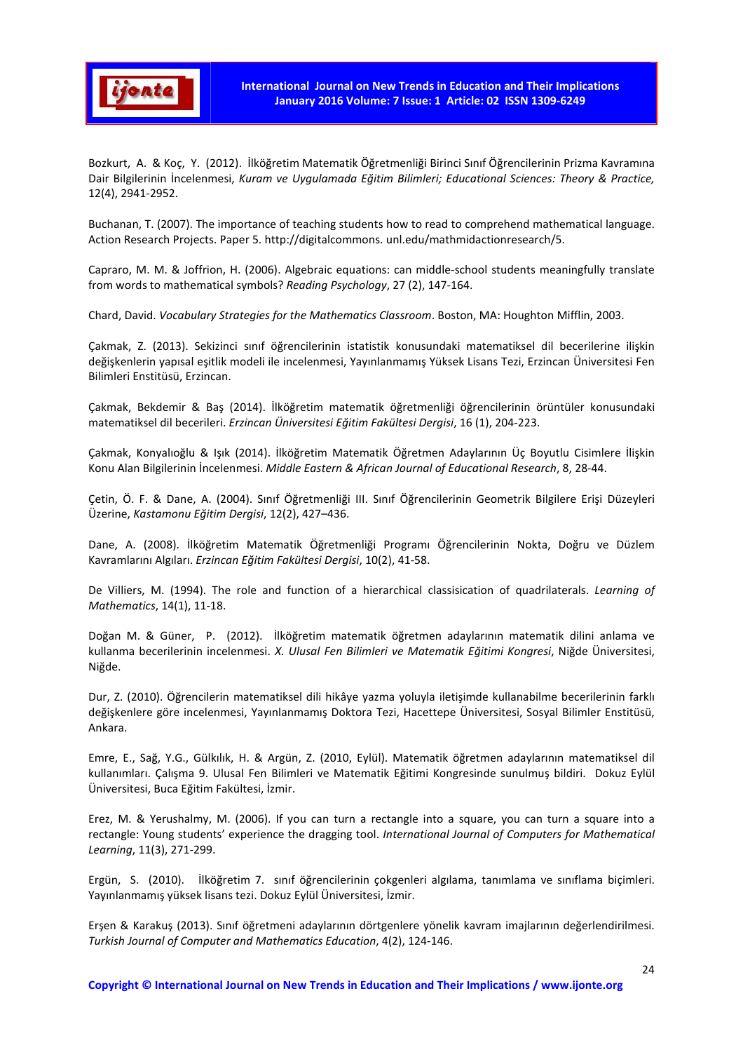Bozkurt, A. & Koç, Y. (2012). İlköğretim Matematik Öğretmenliği Birinci Sınıf Öğrencilerinin Prizma Kavramına Dair Bilgilerinin İncelenmesi, *Kuram ve Uygulamada Eğitim Bilimleri; Educational Sciences: Theory & Practice,* 12(4), 2941-2952.

Buchanan, T. (2007). The importance of teaching students how to read to comprehend mathematical language. Action Research Projects. Paper 5. http://digitalcommons. unl.edu/mathmidactionresearch/5.

Capraro, M. M. & Joffrion, H. (2006). Algebraic equations: can middle-school students meaningfully translate from words to mathematical symbols? *Reading Psychology*, 27 (2), 147-164.

Chard, David. *Vocabulary Strategies for the Mathematics Classroom*. Boston, MA: Houghton Mifflin, 2003.

Çakmak, Z. (2013). Sekizinci sınıf öğrencilerinin istatistik konusundaki matematiksel dil becerilerine ilişkin değişkenlerin yapısal eşitlik modeli ile incelenmesi, Yayınlanmamış Yüksek Lisans Tezi, Erzincan Üniversitesi Fen Bilimleri Enstitüsü, Erzincan.

Çakmak, Bekdemir & Baş (2014). İlköğretim matematik öğretmenliği öğrencilerinin örüntüler konusundaki matematiksel dil becerileri. *Erzincan Üniversitesi Eğitim Fakültesi Dergisi*, 16 (1), 204-223.

Çakmak, Konyalıoğlu & Işık (2014). İlköğretim Matematik Öğretmen Adaylarının Üç Boyutlu Cisimlere İlişkin Konu Alan Bilgilerinin İncelenmesi. *Middle Eastern & African Journal of Educational Research*, 8, 28-44.

Çetin, Ö. F. & Dane, A. (2004). Sınıf Öğretmenliği III. Sınıf Öğrencilerinin Geometrik Bilgilere Erişi Düzeyleri Üzerine, *Kastamonu Eğitim Dergisi*, 12(2), 427–436.

Dane, A. (2008). İlköğretim Matematik Öğretmenliği Programı Öğrencilerinin Nokta, Doğru ve Düzlem Kavramlarını Algıları. *Erzincan Eğitim Fakültesi Dergisi*, 10(2), 41-58.

De Villiers, M. (1994). The role and function of a hierarchical classisication of quadrilaterals. *Learning of Mathematics*, 14(1), 11-18.

Doğan M. & Güner, P. (2012). İlköğretim matematik öğretmen adaylarının matematik dilini anlama ve kullanma becerilerinin incelenmesi. *X. Ulusal Fen Bilimleri ve Matematik Eğitimi Kongresi*, Niğde Üniversitesi, Niğde.

Dur, Z. (2010). Öğrencilerin matematiksel dili hikâye yazma yoluyla iletişimde kullanabilme becerilerinin farklı değişkenlere göre incelenmesi, Yayınlanmamış Doktora Tezi, Hacettepe Üniversitesi, Sosyal Bilimler Enstitüsü, Ankara.

Emre, E., Sağ, Y.G., Gülkılık, H. & Argün, Z. (2010, Eylül). Matematik öğretmen adaylarının matematiksel dil kullanımları. Çalışma 9. Ulusal Fen Bilimleri ve Matematik Eğitimi Kongresinde sunulmuş bildiri. Dokuz Eylül Üniversitesi, Buca Eğitim Fakültesi, İzmir.

Erez, M. & Yerushalmy, M. (2006). If you can turn a rectangle into a square, you can turn a square into a rectangle: Young students' experience the dragging tool. *International Journal of Computers for Mathematical Learning*, 11(3), 271-299.

Ergün, S. (2010). İlköğretim 7. sınıf öğrencilerinin çokgenleri algılama, tanımlama ve sınıflama biçimleri. Yayınlanmamış yüksek lisans tezi. Dokuz Eylül Üniversitesi, İzmir.

Erşen & Karakuş (2013). Sınıf öğretmeni adaylarının dörtgenlere yönelik kavram imajlarının değerlendirilmesi. *Turkish Journal of Computer and Mathematics Education*, 4(2), 124-146.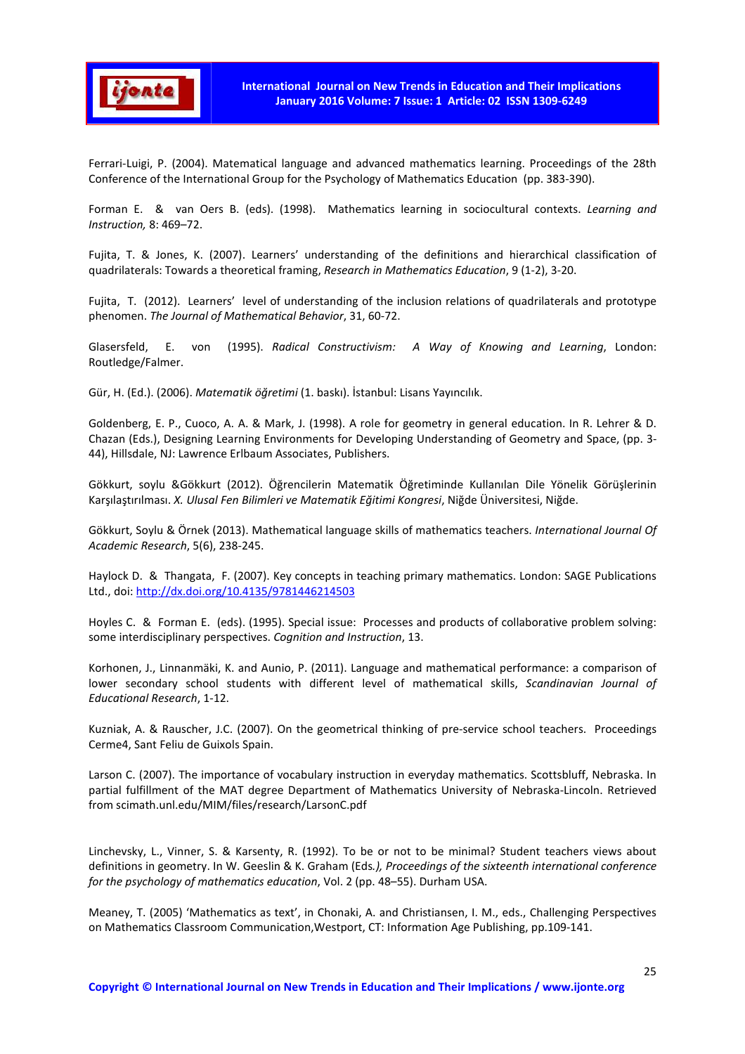Ferrari-Luigi, P. (2004). Matematical language and advanced mathematics learning. Proceedings of the 28th Conference of the International Group for the Psychology of Mathematics Education (pp. 383-390).

Forman E. & van Oers B. (eds). (1998). Mathematics learning in sociocultural contexts. *Learning and Instruction,* 8: 469–72.

Fujita, T. & Jones, K. (2007). Learners' understanding of the definitions and hierarchical classification of quadrilaterals: Towards a theoretical framing, *Research in Mathematics Education*, 9 (1-2), 3-20.

Fujita, T. (2012). Learners' level of understanding of the inclusion relations of quadrilaterals and prototype phenomen. *The Journal of Mathematical Behavior*, 31, 60-72.

Glasersfeld, E. von (1995). *Radical Constructivism: A Way of Knowing and Learning*, London: Routledge/Falmer.

Gür, H. (Ed.). (2006). *Matematik öğretimi* (1. baskı). İstanbul: Lisans Yayıncılık.

Goldenberg, E. P., Cuoco, A. A. & Mark, J. (1998). A role for geometry in general education. In R. Lehrer & D. Chazan (Eds.), Designing Learning Environments for Developing Understanding of Geometry and Space, (pp. 3-44), Hillsdale, NJ: Lawrence Erlbaum Associates, Publishers.

Gökkurt, soylu &Gökkurt (2012). Öğrencilerin Matematik Öğretiminde Kullanılan Dile Yönelik Görüşlerinin Karşılaştırılması. *X. Ulusal Fen Bilimleri ve Matematik Eğitimi Kongresi*, Niğde Üniversitesi, Niğde.

Gökkurt, Soylu & Örnek (2013). Mathematical language skills of mathematics teachers. *International Journal Of Academic Research*, 5(6), 238-245.

Haylock D. & Thangata, F. (2007). Key concepts in teaching primary mathematics. London: SAGE Publications Ltd., doi: http://dx.doi.org/10.4135/9781446214503

Hoyles C. & Forman E. (eds). (1995). Special issue: Processes and products of collaborative problem solving: some interdisciplinary perspectives. *Cognition and Instruction*, 13.

Korhonen, J., Linnanmäki, K. and Aunio, P. (2011). Language and mathematical performance: a comparison of lower secondary school students with different level of mathematical skills, *Scandinavian Journal of Educational Research*, 1-12.

Kuzniak, A. & Rauscher, J.C. (2007). On the geometrical thinking of pre-service school teachers. Proceedings Cerme4, Sant Feliu de Guixols Spain.

Larson C. (2007). The importance of vocabulary instruction in everyday mathematics. Scottsbluff, Nebraska. In partial fulfillment of the MAT degree Department of Mathematics University of Nebraska-Lincoln. Retrieved from scimath.unl.edu/MIM/files/research/LarsonC.pdf

Linchevsky, L., Vinner, S. & Karsenty, R. (1992). To be or not to be minimal? Student teachers views about definitions in geometry. In W. Geeslin & K. Graham (Eds*.), Proceedings of the sixteenth international conference for the psychology of mathematics education*, Vol. 2 (pp. 48–55). Durham USA.

Meaney, T. (2005) 'Mathematics as text', in Chonaki, A. and Christiansen, I. M., eds., Challenging Perspectives on Mathematics Classroom Communication,Westport, CT: Information Age Publishing, pp.109-141.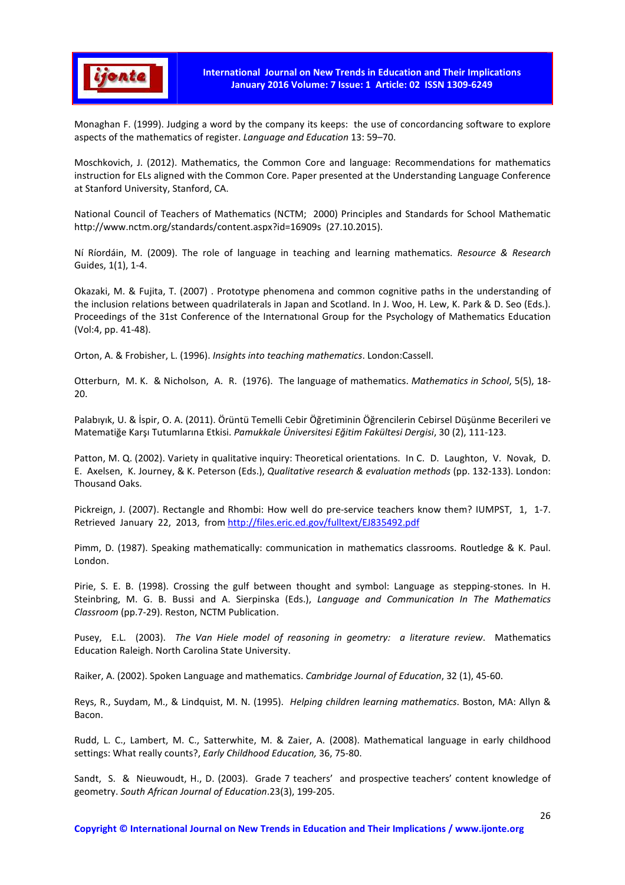Monaghan F. (1999). Judging a word by the company its keeps: the use of concordancing software to explore aspects of the mathematics of register. *Language and Education* 13: 59–70.

Moschkovich, J. (2012). Mathematics, the Common Core and language: Recommendations for mathematics instruction for ELs aligned with the Common Core. Paper presented at the Understanding Language Conference at Stanford University, Stanford, CA.

National Council of Teachers of Mathematics (NCTM; 2000) Principles and Standards for School Mathematic http://www.nctm.org/standards/content.aspx?id=16909s (27.10.2015).

Ní Ríordáin, M. (2009). The role of language in teaching and learning mathematics. *Resource & Research* Guides, 1(1), 1-4.

Okazaki, M. & Fujita, T. (2007) . Prototype phenomena and common cognitive paths in the understanding of the inclusion relations between quadrilaterals in Japan and Scotland. In J. Woo, H. Lew, K. Park & D. Seo (Eds.). Proceedings of the 31st Conference of the Internatıonal Group for the Psychology of Mathematics Education (Vol:4, pp. 41-48).

Orton, A. & Frobisher, L. (1996). *Insights into teaching mathematics*. London:Cassell.

Otterburn, M. K. & Nicholson, A. R. (1976). The language of mathematics. *Mathematics in School*, 5(5), 18-20.

Palabıyık, U. & İspir, O. A. (2011). Örüntü Temelli Cebir Öğretiminin Öğrencilerin Cebirsel Düşünme Becerileri ve Matematiğe Karşı Tutumlarına Etkisi. *Pamukkale Üniversitesi Eğitim Fakültesi Dergisi*, 30 (2), 111-123.

Patton, M. Q. (2002). Variety in qualitative inquiry: Theoretical orientations. In C. D. Laughton, V. Novak, D. E. Axelsen, K. Journey, & K. Peterson (Eds.), *Qualitative research & evaluation methods* (pp. 132-133). London: Thousand Oaks.

Pickreign, J. (2007). Rectangle and Rhombi: How well do pre-service teachers know them? IUMPST, 1, 1-7. Retrieved January 22, 2013, from http://files.eric.ed.gov/fulltext/EJ835492.pdf

Pimm, D. (1987). Speaking mathematically: communication in mathematics classrooms. Routledge & K. Paul. London.

Pirie, S. E. B. (1998). Crossing the gulf between thought and symbol: Language as stepping-stones. In H. Steinbring, M. G. B. Bussi and A. Sierpinska (Eds.), *Language and Communication In The Mathematics Classroom* (pp.7-29). Reston, NCTM Publication.

Pusey, E.L. (2003). *The Van Hiele model of reasoning in geometry: a literature review*. Mathematics Education Raleigh. North Carolina State University.

Raiker, A. (2002). Spoken Language and mathematics. *Cambridge Journal of Education*, 32 (1), 45-60.

Reys, R., Suydam, M., & Lindquist, M. N. (1995). *Helping children learning mathematics*. Boston, MA: Allyn & Bacon.

Rudd, L. C., Lambert, M. C., Satterwhite, M. & Zaier, A. (2008). Mathematical language in early childhood settings: What really counts?, *Early Childhood Education,* 36, 75-80.

Sandt, S. & Nieuwoudt, H., D. (2003). Grade 7 teachers' and prospective teachers' content knowledge of geometry. *South African Journal of Education*.23(3), 199-205.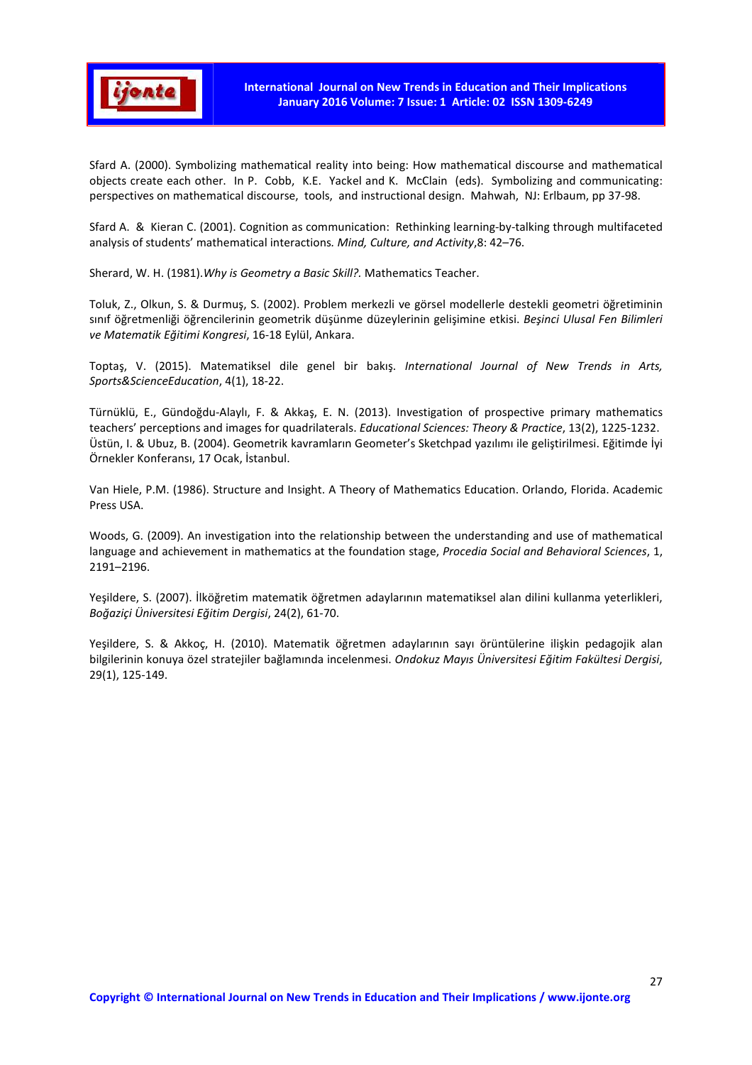Sfard A. (2000). Symbolizing mathematical reality into being: How mathematical discourse and mathematical objects create each other. In P. Cobb, K.E. Yackel and K. McClain (eds). Symbolizing and communicating: perspectives on mathematical discourse, tools, and instructional design. Mahwah, NJ: Erlbaum, pp 37-98.

Sfard A. & Kieran C. (2001). Cognition as communication: Rethinking learning-by-talking through multifaceted analysis of students' mathematical interactions*. Mind, Culture, and Activity*,8: 42–76.

Sherard, W. H. (1981).*Why is Geometry a Basic Skill?.* Mathematics Teacher.

Toluk, Z., Olkun, S. & Durmuş, S. (2002). Problem merkezli ve görsel modellerle destekli geometri öğretiminin sınıf öğretmenliği öğrencilerinin geometrik düşünme düzeylerinin gelişimine etkisi. *Beşinci Ulusal Fen Bilimleri ve Matematik Eğitimi Kongresi*, 16-18 Eylül, Ankara.

Toptaş, V. (2015). Matematiksel dile genel bir bakış. *International Journal of New Trends in Arts, Sports&ScienceEducation*, 4(1), 18-22.

Türnüklü, E., Gündoğdu-Alaylı, F. & Akkaş, E. N. (2013). Investigation of prospective primary mathematics teachers' perceptions and images for quadrilaterals. *Educational Sciences: Theory & Practice*, 13(2), 1225-1232.
Üstün, I. & Ubuz, B. (2004). Geometrik kavramların Geometer's Sketchpad yazılımı ile geliştirilmesi. Eğitimde İyi Örnekler Konferansı, 17 Ocak, İstanbul.

Van Hiele, P.M. (1986). Structure and Insight. A Theory of Mathematics Education. Orlando, Florida. Academic Press USA.

Woods, G. (2009). An investigation into the relationship between the understanding and use of mathematical language and achievement in mathematics at the foundation stage, *Procedia Social and Behavioral Sciences*, 1, 2191–2196.

Yeşildere, S. (2007). İlköğretim matematik öğretmen adaylarının matematiksel alan dilini kullanma yeterlikleri, *Boğaziçi Üniversitesi Eğitim Dergisi*, 24(2), 61-70.

Yeşildere, S. & Akkoç, H. (2010). Matematik öğretmen adaylarının sayı örüntülerine ilişkin pedagojik alan bilgilerinin konuya özel stratejiler bağlamında incelenmesi. *Ondokuz Mayıs Üniversitesi Eğitim Fakültesi Dergisi*, 29(1), 125-149.